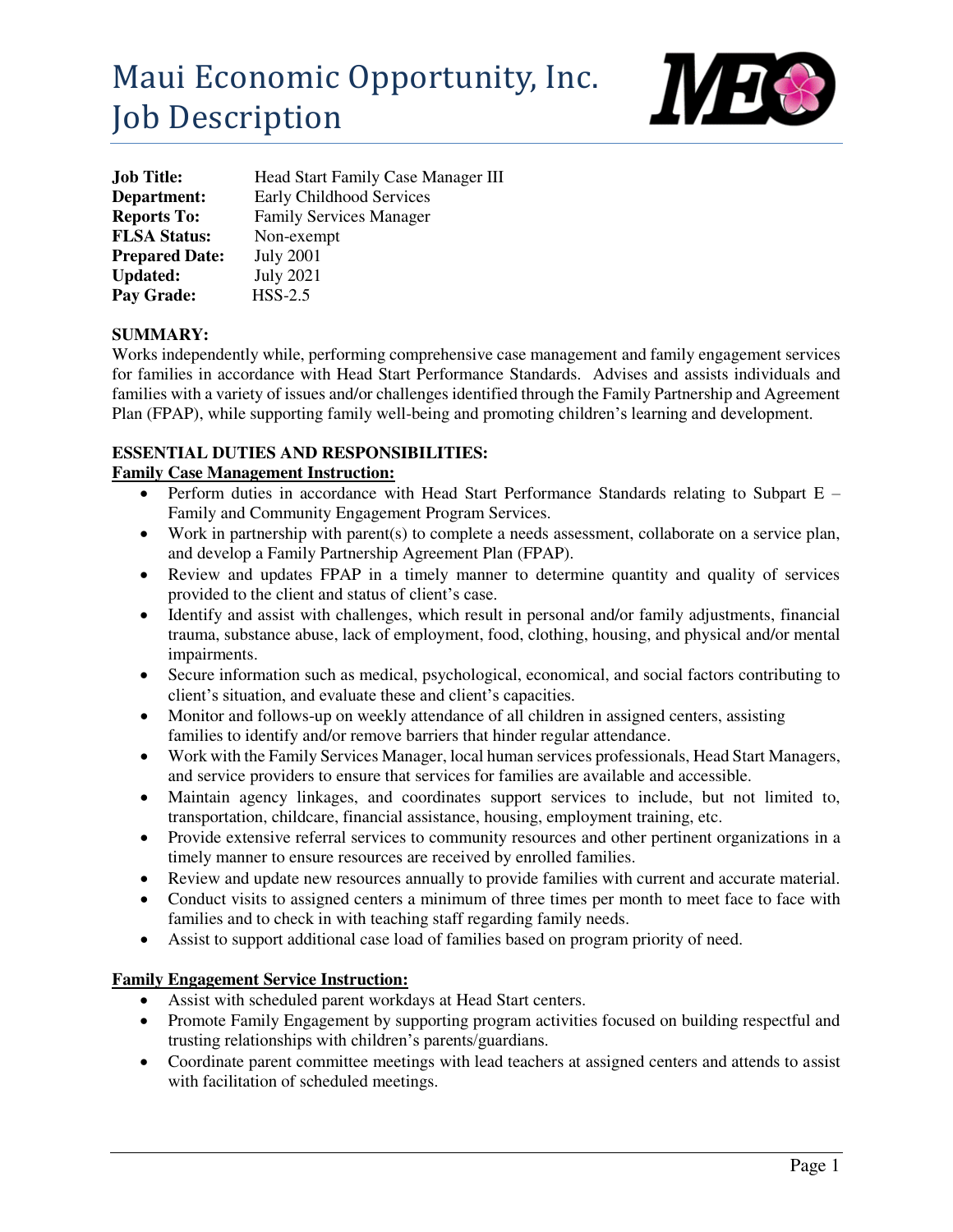# Maui Economic Opportunity, Inc.
# Job Description

**Job Title:** Head Start Family Case Manager III
**Department:** Early Childhood Services
**Reports To:** Family Services Manager
**FLSA Status:** Non-exempt
**Prepared Date:** July 2001
**Updated:** July 2021
**Pay Grade:** HSS-2.5

**SUMMARY:**
Works independently while, performing comprehensive case management and family engagement services for families in accordance with Head Start Performance Standards. Advises and assists individuals and families with a variety of issues and/or challenges identified through the Family Partnership and Agreement Plan (FPAP), while supporting family well-being and promoting children's learning and development.

**ESSENTIAL DUTIES AND RESPONSIBILITIES:**

**Family Case Management Instruction:**

- Perform duties in accordance with Head Start Performance Standards relating to Subpart E – Family and Community Engagement Program Services.
- Work in partnership with parent(s) to complete a needs assessment, collaborate on a service plan, and develop a Family Partnership Agreement Plan (FPAP).
- Review and updates FPAP in a timely manner to determine quantity and quality of services provided to the client and status of client's case.
- Identify and assist with challenges, which result in personal and/or family adjustments, financial trauma, substance abuse, lack of employment, food, clothing, housing, and physical and/or mental impairments.
- Secure information such as medical, psychological, economical, and social factors contributing to client's situation, and evaluate these and client's capacities.
- Monitor and follows-up on weekly attendance of all children in assigned centers, assisting families to identify and/or remove barriers that hinder regular attendance.
- Work with the Family Services Manager, local human services professionals, Head Start Managers, and service providers to ensure that services for families are available and accessible.
- Maintain agency linkages, and coordinates support services to include, but not limited to, transportation, childcare, financial assistance, housing, employment training, etc.
- Provide extensive referral services to community resources and other pertinent organizations in a timely manner to ensure resources are received by enrolled families.
- Review and update new resources annually to provide families with current and accurate material.
- Conduct visits to assigned centers a minimum of three times per month to meet face to face with families and to check in with teaching staff regarding family needs.
- Assist to support additional case load of families based on program priority of need.

**Family Engagement Service Instruction:**

- Assist with scheduled parent workdays at Head Start centers.
- Promote Family Engagement by supporting program activities focused on building respectful and trusting relationships with children's parents/guardians.
- Coordinate parent committee meetings with lead teachers at assigned centers and attends to assist with facilitation of scheduled meetings.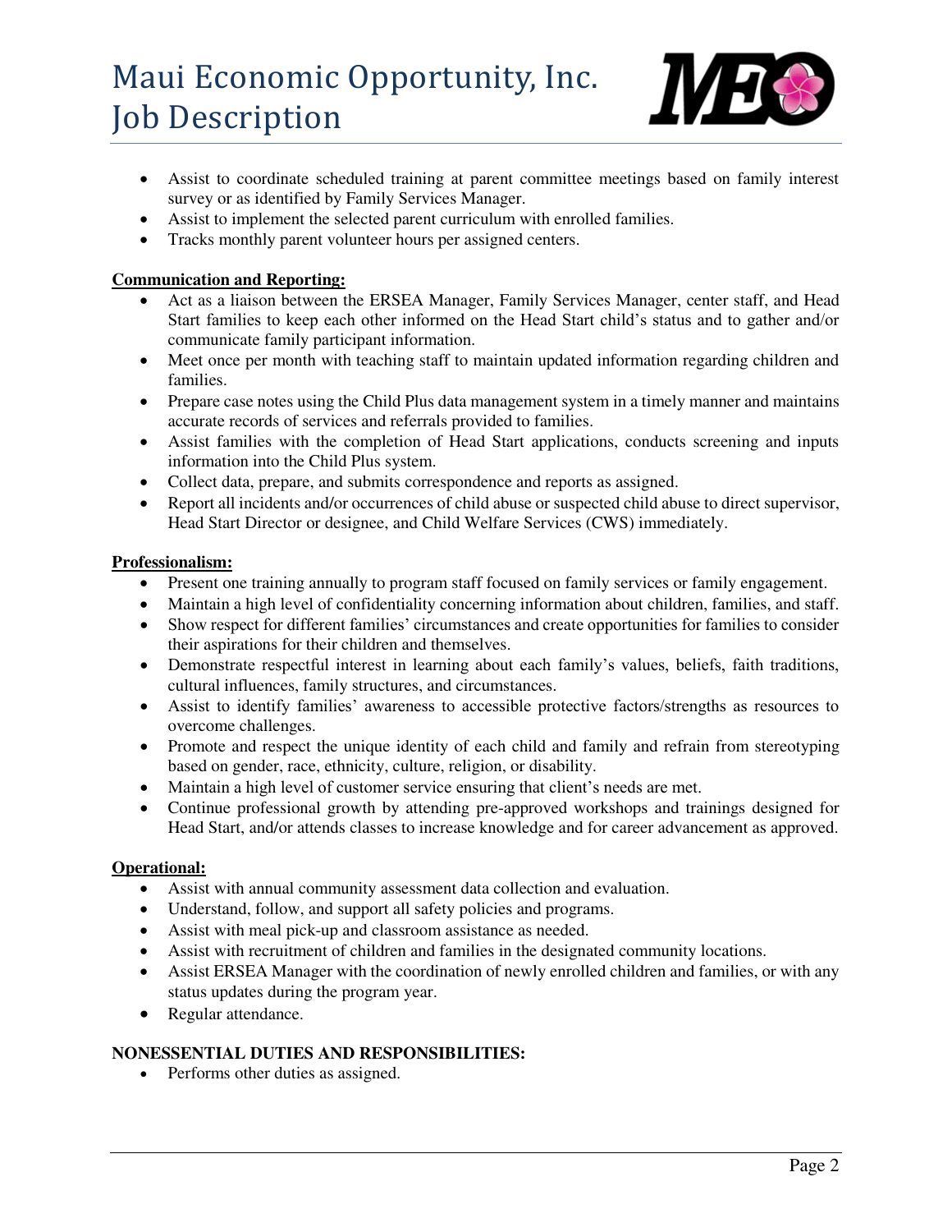- Assist to coordinate scheduled training at parent committee meetings based on family interest survey or as identified by Family Services Manager.
- Assist to implement the selected parent curriculum with enrolled families.
- Tracks monthly parent volunteer hours per assigned centers.

**Communication and Reporting:**

- Act as a liaison between the ERSEA Manager, Family Services Manager, center staff, and Head Start families to keep each other informed on the Head Start child's status and to gather and/or communicate family participant information.
- Meet once per month with teaching staff to maintain updated information regarding children and families.
- Prepare case notes using the Child Plus data management system in a timely manner and maintains accurate records of services and referrals provided to families.
- Assist families with the completion of Head Start applications, conducts screening and inputs information into the Child Plus system.
- Collect data, prepare, and submits correspondence and reports as assigned.
- Report all incidents and/or occurrences of child abuse or suspected child abuse to direct supervisor, Head Start Director or designee, and Child Welfare Services (CWS) immediately.

**Professionalism:**

- Present one training annually to program staff focused on family services or family engagement.
- Maintain a high level of confidentiality concerning information about children, families, and staff.
- Show respect for different families' circumstances and create opportunities for families to consider their aspirations for their children and themselves.
- Demonstrate respectful interest in learning about each family's values, beliefs, faith traditions, cultural influences, family structures, and circumstances.
- Assist to identify families' awareness to accessible protective factors/strengths as resources to overcome challenges.
- Promote and respect the unique identity of each child and family and refrain from stereotyping based on gender, race, ethnicity, culture, religion, or disability.
- Maintain a high level of customer service ensuring that client's needs are met.
- Continue professional growth by attending pre-approved workshops and trainings designed for Head Start, and/or attends classes to increase knowledge and for career advancement as approved.

**Operational:**

- Assist with annual community assessment data collection and evaluation.
- Understand, follow, and support all safety policies and programs.
- Assist with meal pick-up and classroom assistance as needed.
- Assist with recruitment of children and families in the designated community locations.
- Assist ERSEA Manager with the coordination of newly enrolled children and families, or with any status updates during the program year.
- Regular attendance.

**NONESSENTIAL DUTIES AND RESPONSIBILITIES:**

- Performs other duties as assigned.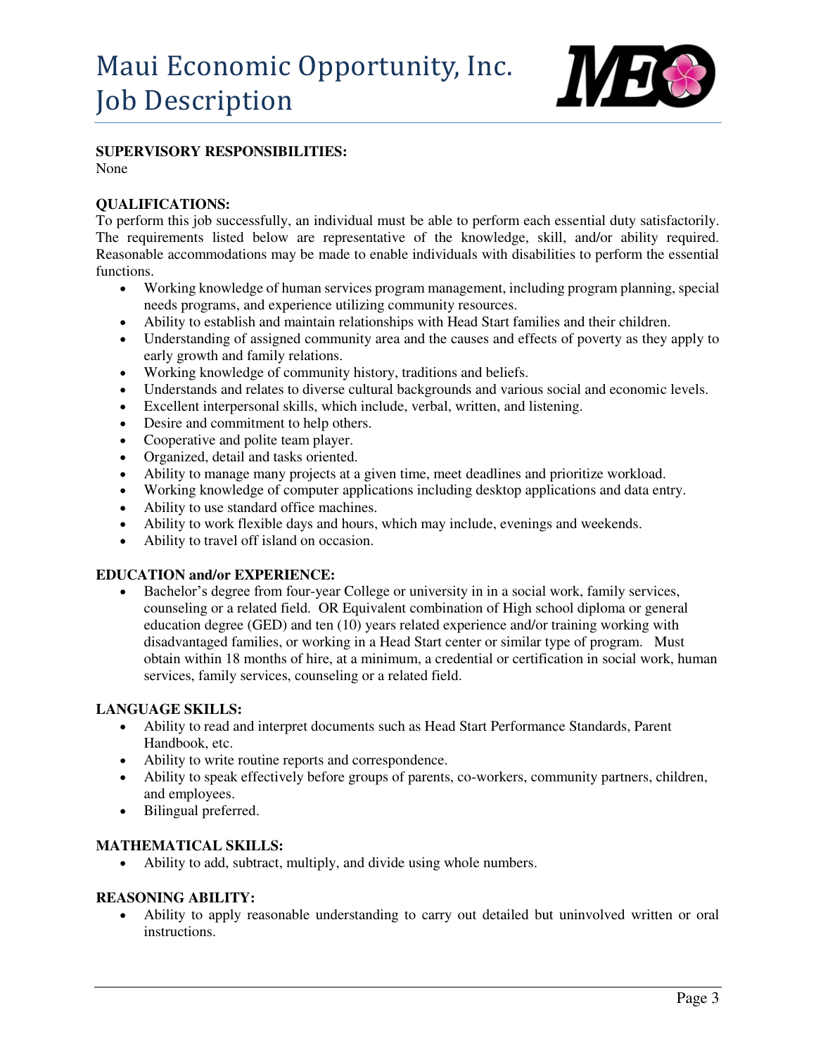**SUPERVISORY RESPONSIBILITIES:**
None

**QUALIFICATIONS:**
To perform this job successfully, an individual must be able to perform each essential duty satisfactorily. The requirements listed below are representative of the knowledge, skill, and/or ability required. Reasonable accommodations may be made to enable individuals with disabilities to perform the essential functions.

- Working knowledge of human services program management, including program planning, special needs programs, and experience utilizing community resources.
- Ability to establish and maintain relationships with Head Start families and their children.
- Understanding of assigned community area and the causes and effects of poverty as they apply to early growth and family relations.
- Working knowledge of community history, traditions and beliefs.
- Understands and relates to diverse cultural backgrounds and various social and economic levels.
- Excellent interpersonal skills, which include, verbal, written, and listening.
- Desire and commitment to help others.
- Cooperative and polite team player.
- Organized, detail and tasks oriented.
- Ability to manage many projects at a given time, meet deadlines and prioritize workload.
- Working knowledge of computer applications including desktop applications and data entry.
- Ability to use standard office machines.
- Ability to work flexible days and hours, which may include, evenings and weekends.
- Ability to travel off island on occasion.

**EDUCATION and/or EXPERIENCE:**

- Bachelor's degree from four-year College or university in in a social work, family services, counseling or a related field. OR Equivalent combination of High school diploma or general education degree (GED) and ten (10) years related experience and/or training working with disadvantaged families, or working in a Head Start center or similar type of program. Must obtain within 18 months of hire, at a minimum, a credential or certification in social work, human services, family services, counseling or a related field.

**LANGUAGE SKILLS:**

- Ability to read and interpret documents such as Head Start Performance Standards, Parent Handbook, etc.
- Ability to write routine reports and correspondence.
- Ability to speak effectively before groups of parents, co-workers, community partners, children, and employees.
- Bilingual preferred.

**MATHEMATICAL SKILLS:**

- Ability to add, subtract, multiply, and divide using whole numbers.

**REASONING ABILITY:**

- Ability to apply reasonable understanding to carry out detailed but uninvolved written or oral instructions.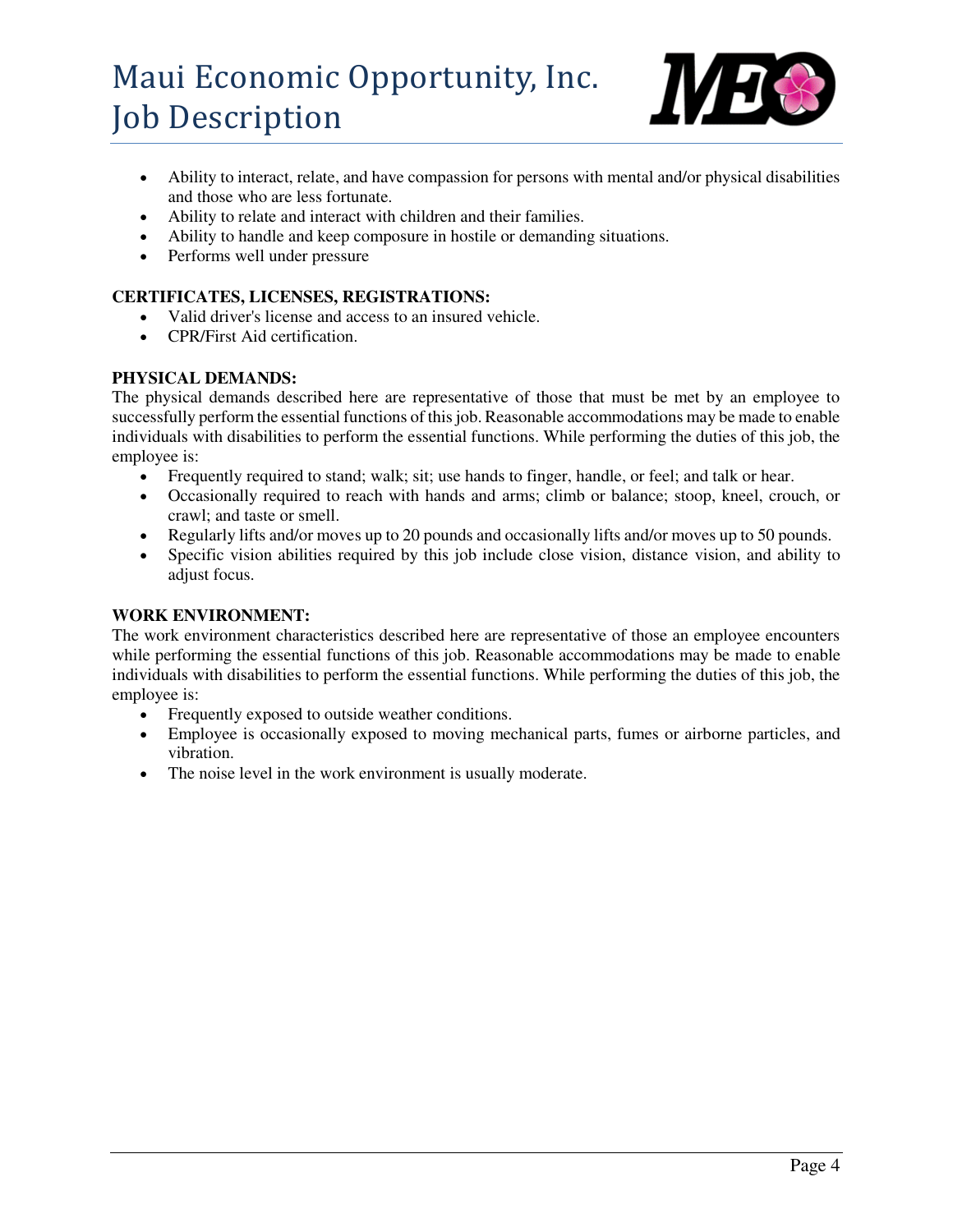- Ability to interact, relate, and have compassion for persons with mental and/or physical disabilities and those who are less fortunate.
- Ability to relate and interact with children and their families.
- Ability to handle and keep composure in hostile or demanding situations.
- Performs well under pressure

**CERTIFICATES, LICENSES, REGISTRATIONS:**

- Valid driver's license and access to an insured vehicle.
- CPR/First Aid certification.

**PHYSICAL DEMANDS:**

The physical demands described here are representative of those that must be met by an employee to successfully perform the essential functions of this job. Reasonable accommodations may be made to enable individuals with disabilities to perform the essential functions. While performing the duties of this job, the employee is:

- Frequently required to stand; walk; sit; use hands to finger, handle, or feel; and talk or hear.
- Occasionally required to reach with hands and arms; climb or balance; stoop, kneel, crouch, or crawl; and taste or smell.
- Regularly lifts and/or moves up to 20 pounds and occasionally lifts and/or moves up to 50 pounds.
- Specific vision abilities required by this job include close vision, distance vision, and ability to adjust focus.

**WORK ENVIRONMENT:**

The work environment characteristics described here are representative of those an employee encounters while performing the essential functions of this job. Reasonable accommodations may be made to enable individuals with disabilities to perform the essential functions. While performing the duties of this job, the employee is:

- Frequently exposed to outside weather conditions.
- Employee is occasionally exposed to moving mechanical parts, fumes or airborne particles, and vibration.
- The noise level in the work environment is usually moderate.